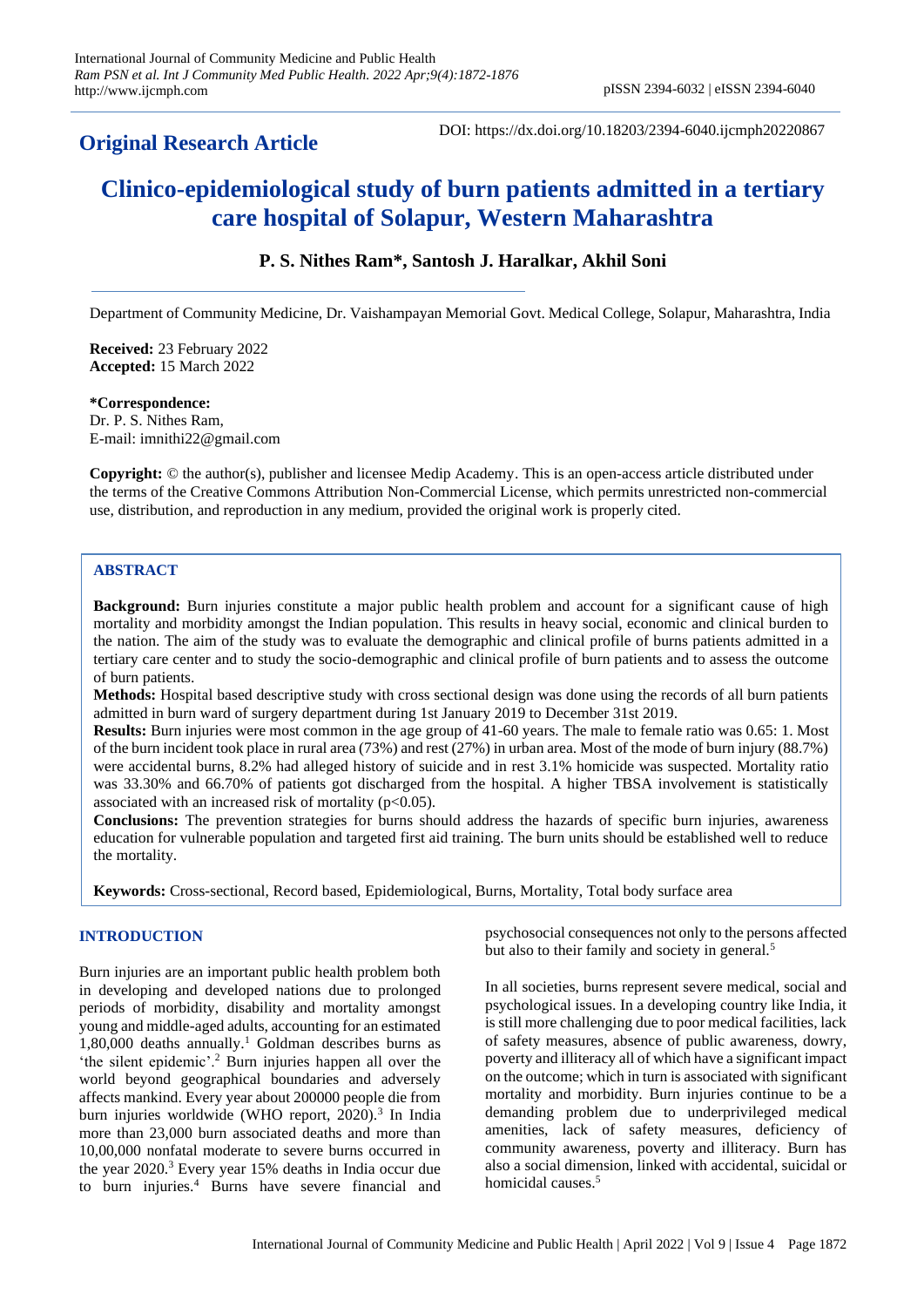**Original Research Article**

DOI: https://dx.doi.org/10.18203/2394-6040.ijcmph20220867

# Clinico-epidemiological study of burn patients admitted in a tertiary care hospital of Solapur, Western Maharashtra

**P. S. Nithes Ram\*, Santosh J. Haralkar, Akhil Soni**

Department of Community Medicine, Dr. Vaishampayan Memorial Govt. Medical College, Solapur, Maharashtra, India

**Received:** 23 February 2022
**Accepted:** 15 March 2022

**\*Correspondence:**
Dr. P. S. Nithes Ram,
E-mail: imnithi22@gmail.com

**Copyright:** © the author(s), publisher and licensee Medip Academy. This is an open-access article distributed under the terms of the Creative Commons Attribution Non-Commercial License, which permits unrestricted non-commercial use, distribution, and reproduction in any medium, provided the original work is properly cited.

## ABSTRACT

**Background:** Burn injuries constitute a major public health problem and account for a significant cause of high mortality and morbidity amongst the Indian population. This results in heavy social, economic and clinical burden to the nation. The aim of the study was to evaluate the demographic and clinical profile of burns patients admitted in a tertiary care center and to study the socio-demographic and clinical profile of burn patients and to assess the outcome of burn patients.

**Methods:** Hospital based descriptive study with cross sectional design was done using the records of all burn patients admitted in burn ward of surgery department during 1st January 2019 to December 31st 2019.

**Results:** Burn injuries were most common in the age group of 41-60 years. The male to female ratio was 0.65: 1. Most of the burn incident took place in rural area (73%) and rest (27%) in urban area. Most of the mode of burn injury (88.7%) were accidental burns, 8.2% had alleged history of suicide and in rest 3.1% homicide was suspected. Mortality ratio was 33.30% and 66.70% of patients got discharged from the hospital. A higher TBSA involvement is statistically associated with an increased risk of mortality ($p<0.05$).

**Conclusions:** The prevention strategies for burns should address the hazards of specific burn injuries, awareness education for vulnerable population and targeted first aid training. The burn units should be established well to reduce the mortality.

**Keywords:** Cross-sectional, Record based, Epidemiological, Burns, Mortality, Total body surface area

## INTRODUCTION

Burn injuries are an important public health problem both in developing and developed nations due to prolonged periods of morbidity, disability and mortality amongst young and middle-aged adults, accounting for an estimated 1,80,000 deaths annually.[1] Goldman describes burns as 'the silent epidemic'.[2] Burn injuries happen all over the world beyond geographical boundaries and adversely affects mankind. Every year about 200000 people die from burn injuries worldwide (WHO report, 2020).[3] In India more than 23,000 burn associated deaths and more than 10,00,000 nonfatal moderate to severe burns occurred in the year 2020.[3] Every year 15% deaths in India occur due to burn injuries.[4] Burns have severe financial and psychosocial consequences not only to the persons affected but also to their family and society in general.[5]

In all societies, burns represent severe medical, social and psychological issues. In a developing country like India, it is still more challenging due to poor medical facilities, lack of safety measures, absence of public awareness, dowry, poverty and illiteracy all of which have a significant impact on the outcome; which in turn is associated with significant mortality and morbidity. Burn injuries continue to be a demanding problem due to underprivileged medical amenities, lack of safety measures, deficiency of community awareness, poverty and illiteracy. Burn has also a social dimension, linked with accidental, suicidal or homicidal causes.[5]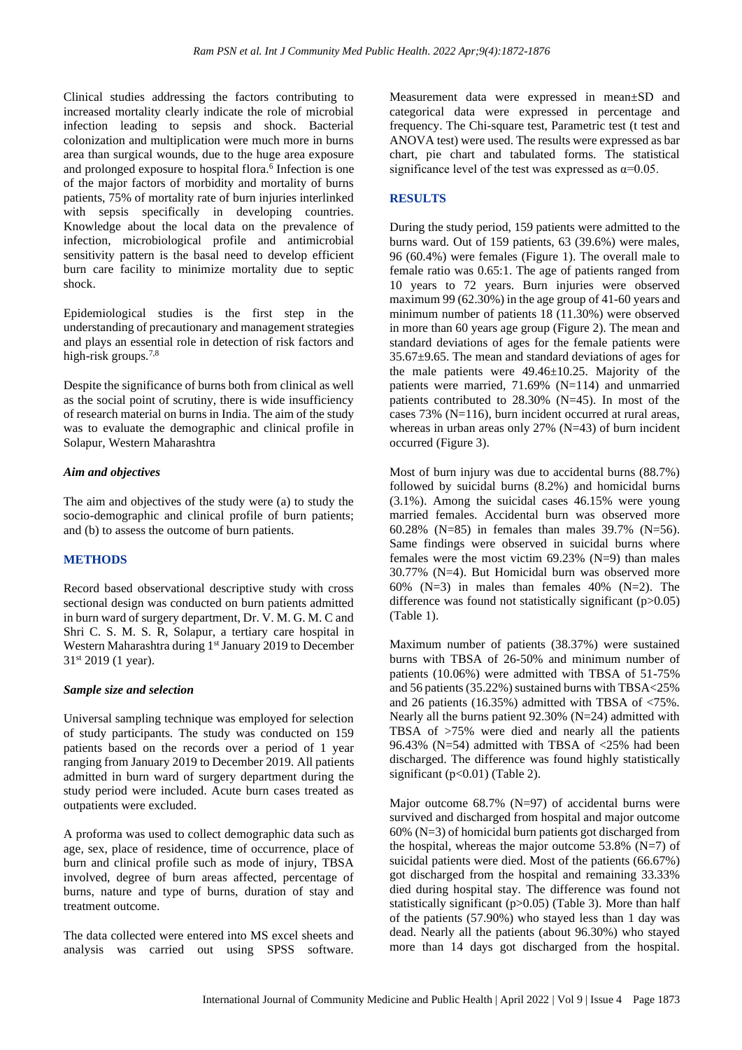Clinical studies addressing the factors contributing to increased mortality clearly indicate the role of microbial infection leading to sepsis and shock. Bacterial colonization and multiplication were much more in burns area than surgical wounds, due to the huge area exposure and prolonged exposure to hospital flora.[6] Infection is one of the major factors of morbidity and mortality of burns patients, 75% of mortality rate of burn injuries interlinked with sepsis specifically in developing countries. Knowledge about the local data on the prevalence of infection, microbiological profile and antimicrobial sensitivity pattern is the basal need to develop efficient burn care facility to minimize mortality due to septic shock.

Epidemiological studies is the first step in the understanding of precautionary and management strategies and plays an essential role in detection of risk factors and high-risk groups.[7,8]

Despite the significance of burns both from clinical as well as the social point of scrutiny, there is wide insufficiency of research material on burns in India. The aim of the study was to evaluate the demographic and clinical profile in Solapur, Western Maharashtra

### *Aim and objectives*

The aim and objectives of the study were (a) to study the socio-demographic and clinical profile of burn patients; and (b) to assess the outcome of burn patients.

## METHODS

Record based observational descriptive study with cross sectional design was conducted on burn patients admitted in burn ward of surgery department, Dr. V. M. G. M. C and Shri C. S. M. S. R, Solapur, a tertiary care hospital in Western Maharashtra during 1st January 2019 to December 31st 2019 (1 year).

### *Sample size and selection*

Universal sampling technique was employed for selection of study participants. The study was conducted on 159 patients based on the records over a period of 1 year ranging from January 2019 to December 2019. All patients admitted in burn ward of surgery department during the study period were included. Acute burn cases treated as outpatients were excluded.

A proforma was used to collect demographic data such as age, sex, place of residence, time of occurrence, place of burn and clinical profile such as mode of injury, TBSA involved, degree of burn areas affected, percentage of burns, nature and type of burns, duration of stay and treatment outcome.

The data collected were entered into MS excel sheets and analysis was carried out using SPSS software. Measurement data were expressed in mean±SD and categorical data were expressed in percentage and frequency. The Chi-square test, Parametric test (t test and ANOVA test) were used. The results were expressed as bar chart, pie chart and tabulated forms. The statistical significance level of the test was expressed as $\alpha=0.05$.

## RESULTS

During the study period, 159 patients were admitted to the burns ward. Out of 159 patients, 63 (39.6%) were males, 96 (60.4%) were females (Figure 1). The overall male to female ratio was 0.65:1. The age of patients ranged from 10 years to 72 years. Burn injuries were observed maximum 99 (62.30%) in the age group of 41-60 years and minimum number of patients 18 (11.30%) were observed in more than 60 years age group (Figure 2). The mean and standard deviations of ages for the female patients were 35.67±9.65. The mean and standard deviations of ages for the male patients were 49.46±10.25. Majority of the patients were married, 71.69% (N=114) and unmarried patients contributed to 28.30% (N=45). In most of the cases 73% (N=116), burn incident occurred at rural areas, whereas in urban areas only 27% (N=43) of burn incident occurred (Figure 3).

Most of burn injury was due to accidental burns (88.7%) followed by suicidal burns (8.2%) and homicidal burns (3.1%). Among the suicidal cases 46.15% were young married females. Accidental burn was observed more 60.28% (N=85) in females than males 39.7% (N=56). Same findings were observed in suicidal burns where females were the most victim 69.23% (N=9) than males 30.77% (N=4). But Homicidal burn was observed more 60% (N=3) in males than females 40% (N=2). The difference was found not statistically significant ($p>0.05$) (Table 1).

Maximum number of patients (38.37%) were sustained burns with TBSA of 26-50% and minimum number of patients (10.06%) were admitted with TBSA of 51-75% and 56 patients (35.22%) sustained burns with TBSA<25% and 26 patients (16.35%) admitted with TBSA of <75%. Nearly all the burns patient 92.30% (N=24) admitted with TBSA of >75% were died and nearly all the patients 96.43% (N=54) admitted with TBSA of <25% had been discharged. The difference was found highly statistically significant ($p<0.01$) (Table 2).

Major outcome 68.7% (N=97) of accidental burns were survived and discharged from hospital and major outcome 60% (N=3) of homicidal burn patients got discharged from the hospital, whereas the major outcome 53.8% (N=7) of suicidal patients were died. Most of the patients (66.67%) got discharged from the hospital and remaining 33.33% died during hospital stay. The difference was found not statistically significant ($p>0.05$) (Table 3). More than half of the patients (57.90%) who stayed less than 1 day was dead. Nearly all the patients (about 96.30%) who stayed more than 14 days got discharged from the hospital.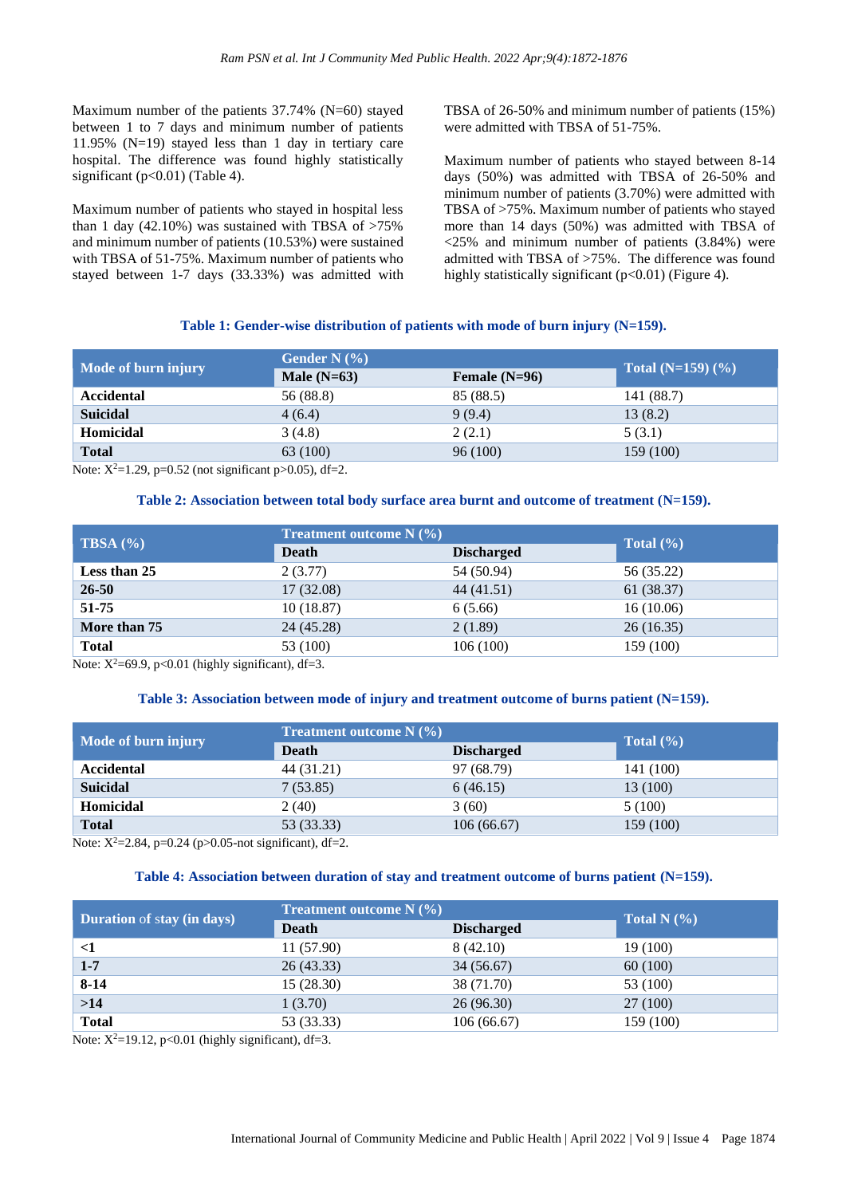Maximum number of the patients 37.74% (N=60) stayed between 1 to 7 days and minimum number of patients 11.95% (N=19) stayed less than 1 day in tertiary care hospital. The difference was found highly statistically significant (p<0.01) (Table 4).

Maximum number of patients who stayed in hospital less than 1 day (42.10%) was sustained with TBSA of >75% and minimum number of patients (10.53%) were sustained with TBSA of 51-75%. Maximum number of patients who stayed between 1-7 days (33.33%) was admitted with TBSA of 26-50% and minimum number of patients (15%) were admitted with TBSA of 51-75%.

Maximum number of patients who stayed between 8-14 days (50%) was admitted with TBSA of 26-50% and minimum number of patients (3.70%) were admitted with TBSA of >75%. Maximum number of patients who stayed more than 14 days (50%) was admitted with TBSA of <25% and minimum number of patients (3.84%) were admitted with TBSA of >75%. The difference was found highly statistically significant (p<0.01) (Figure 4).

**Table 1: Gender-wise distribution of patients with mode of burn injury (N=159).**

| Mode of burn injury | Gender N (%) | | Total (N=159) (%) |
|---|---|---|---|
| | Male (N=63) | Female (N=96) | |
| **Accidental** | 56 (88.8) | 85 (88.5) | 141 (88.7) |
| **Suicidal** | 4 (6.4) | 9 (9.4) | 13 (8.2) |
| **Homicidal** | 3 (4.8) | 2 (2.1) | 5 (3.1) |
| **Total** | 63 (100) | 96 (100) | 159 (100) |

Note: $X^2$=1.29, p=0.52 (not significant p>0.05), df=2.

**Table 2: Association between total body surface area burnt and outcome of treatment (N=159).**

| TBSA (%) | Treatment outcome N (%) | | Total (%) |
|---|---|---|---|
| | Death | Discharged | |
| **Less than 25** | 2 (3.77) | 54 (50.94) | 56 (35.22) |
| **26-50** | 17 (32.08) | 44 (41.51) | 61 (38.37) |
| **51-75** | 10 (18.87) | 6 (5.66) | 16 (10.06) |
| **More than 75** | 24 (45.28) | 2 (1.89) | 26 (16.35) |
| **Total** | 53 (100) | 106 (100) | 159 (100) |

Note: $X^2$=69.9, p<0.01 (highly significant), df=3.

**Table 3: Association between mode of injury and treatment outcome of burns patient (N=159).**

| Mode of burn injury | Treatment outcome N (%) | | Total (%) |
|---|---|---|---|
| | Death | Discharged | |
| **Accidental** | 44 (31.21) | 97 (68.79) | 141 (100) |
| **Suicidal** | 7 (53.85) | 6 (46.15) | 13 (100) |
| **Homicidal** | 2 (40) | 3 (60) | 5 (100) |
| **Total** | 53 (33.33) | 106 (66.67) | 159 (100) |

Note: $X^2$=2.84, p=0.24 (p>0.05-not significant), df=2.

**Table 4: Association between duration of stay and treatment outcome of burns patient (N=159).**

| Duration of stay (in days) | Treatment outcome N (%) | | Total N (%) |
|---|---|---|---|
| | Death | Discharged | |
| **<1** | 11 (57.90) | 8 (42.10) | 19 (100) |
| **1-7** | 26 (43.33) | 34 (56.67) | 60 (100) |
| **8-14** | 15 (28.30) | 38 (71.70) | 53 (100) |
| **>14** | 1 (3.70) | 26 (96.30) | 27 (100) |
| **Total** | 53 (33.33) | 106 (66.67) | 159 (100) |

Note: $X^2$=19.12, p<0.01 (highly significant), df=3.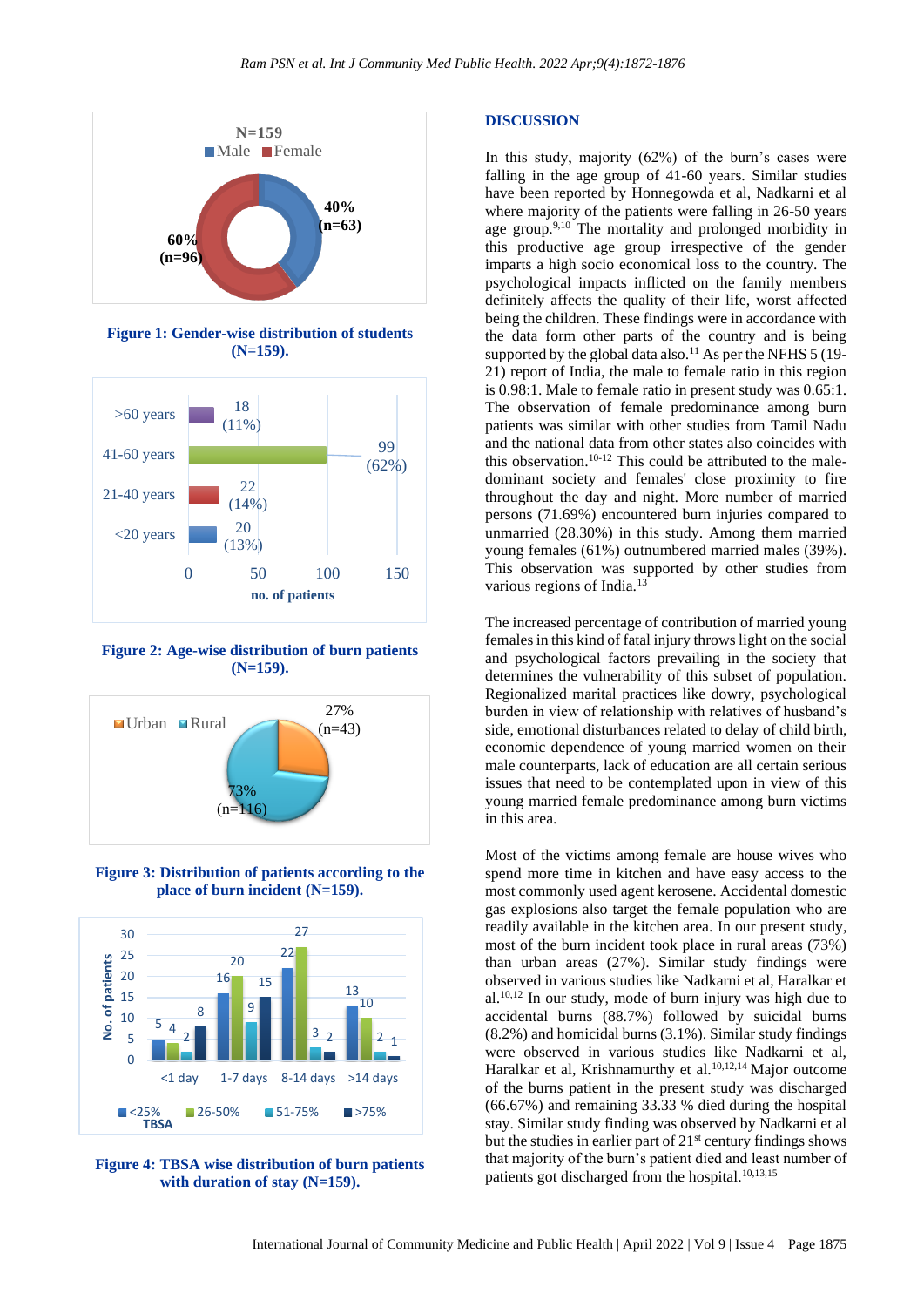Figure 1: Gender-wise distribution of students (N=159).

Figure 2: Age-wise distribution of burn patients (N=159).

Figure 3: Distribution of patients according to the place of burn incident (N=159).

Figure 4: TBSA wise distribution of burn patients with duration of stay (N=159).

## DISCUSSION

In this study, majority (62%) of the burn's cases were falling in the age group of 41-60 years. Similar studies have been reported by Honnegowda et al, Nadkarni et al where majority of the patients were falling in 26-50 years age group.[9,10] The mortality and prolonged morbidity in this productive age group irrespective of the gender imparts a high socio economical loss to the country. The psychological impacts inflicted on the family members definitely affects the quality of the life, worst affected being the children. These findings were in accordance with the data form other parts of the country and is being supported by the global data also.[11] As per the NFHS 5 (19-21) report of India, the male to female ratio in this region is 0.98:1. Male to female ratio in present study was 0.65:1. The observation of female predominance among burn patients was similar with other studies from Tamil Nadu and the national data from other states also coincides with this observation.[10-12] This could be attributed to the male-dominant society and females' close proximity to fire throughout the day and night. More number of married persons (71.69%) encountered burn injuries compared to unmarried (28.30%) in this study. Among them married young females (61%) outnumbered married males (39%). This observation was supported by other studies from various regions of India.[13]

The increased percentage of contribution of married young females in this kind of fatal injury throws light on the social and psychological factors prevailing in the society that determines the vulnerability of this subset of population. Regionalized marital practices like dowry, psychological burden in view of relationship with relatives of husband's side, emotional disturbances related to delay of child birth, economic dependence of young married women on their male counterparts, lack of education are all certain serious issues that need to be contemplated upon in view of this young married female predominance among burn victims in this area.

Most of the victims among female are house wives who spend more time in kitchen and have easy access to the most commonly used agent kerosene. Accidental domestic gas explosions also target the female population who are readily available in the kitchen area. In our present study, most of the burn incident took place in rural areas (73%) than urban areas (27%). Similar study findings were observed in various studies like Nadkarni et al, Haralkar et al.[10,12] In our study, mode of burn injury was high due to accidental burns (88.7%) followed by suicidal burns (8.2%) and homicidal burns (3.1%). Similar study findings were observed in various studies like Nadkarni et al, Haralkar et al, Krishnamurthy et al.[10,12,14] Major outcome of the burns patient in the present study was discharged (66.67%) and remaining 33.33 % died during the hospital stay. Similar study finding was observed by Nadkarni et al but the studies in earlier part of 21st century findings shows that majority of the burn's patient died and least number of patients got discharged from the hospital.[10,13,15]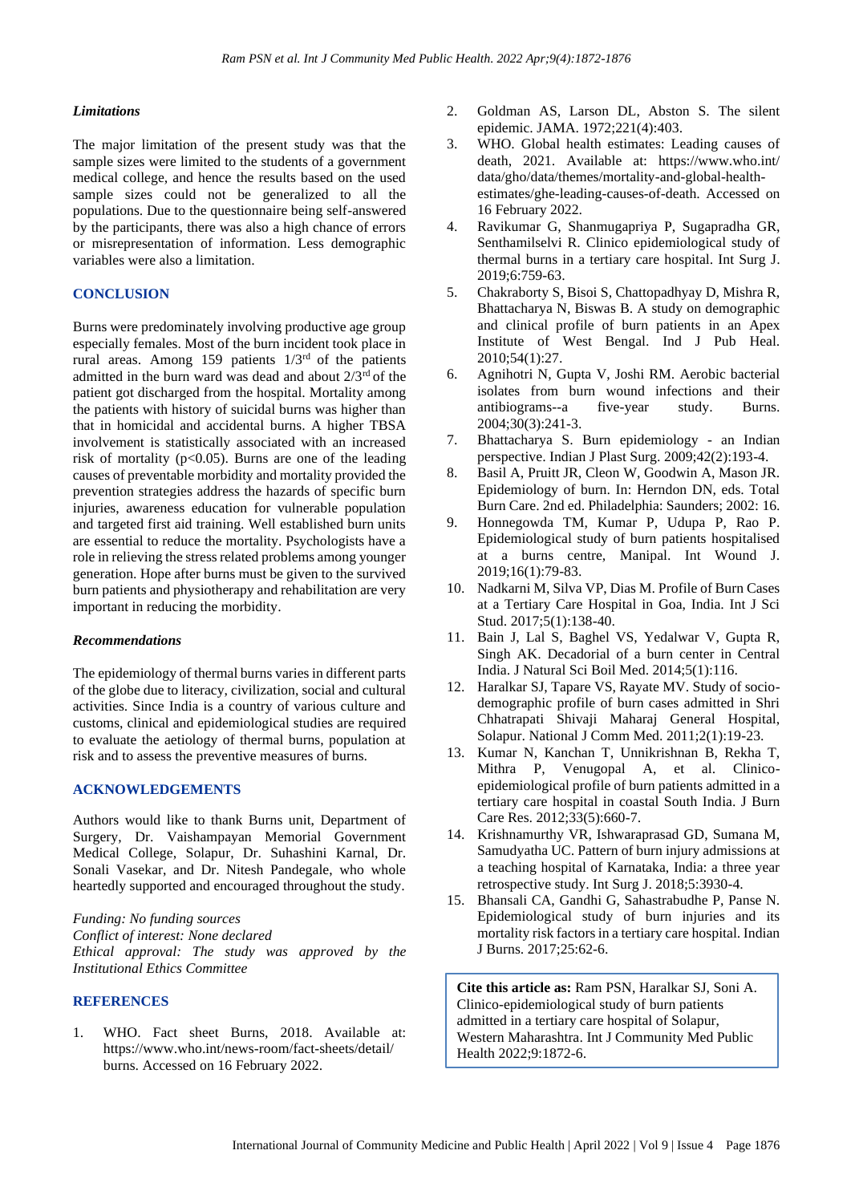### *Limitations*

The major limitation of the present study was that the sample sizes were limited to the students of a government medical college, and hence the results based on the used sample sizes could not be generalized to all the populations. Due to the questionnaire being self-answered by the participants, there was also a high chance of errors or misrepresentation of information. Less demographic variables were also a limitation.

## CONCLUSION

Burns were predominately involving productive age group especially females. Most of the burn incident took place in rural areas. Among 159 patients 1/3rd of the patients admitted in the burn ward was dead and about 2/3rd of the patient got discharged from the hospital. Mortality among the patients with history of suicidal burns was higher than that in homicidal and accidental burns. A higher TBSA involvement is statistically associated with an increased risk of mortality ($p<0.05$). Burns are one of the leading causes of preventable morbidity and mortality provided the prevention strategies address the hazards of specific burn injuries, awareness education for vulnerable population and targeted first aid training. Well established burn units are essential to reduce the mortality. Psychologists have a role in relieving the stress related problems among younger generation. Hope after burns must be given to the survived burn patients and physiotherapy and rehabilitation are very important in reducing the morbidity.

### *Recommendations*

The epidemiology of thermal burns varies in different parts of the globe due to literacy, civilization, social and cultural activities. Since India is a country of various culture and customs, clinical and epidemiological studies are required to evaluate the aetiology of thermal burns, population at risk and to assess the preventive measures of burns.

## ACKNOWLEDGEMENTS

Authors would like to thank Burns unit, Department of Surgery, Dr. Vaishampayan Memorial Government Medical College, Solapur, Dr. Suhashini Karnal, Dr. Sonali Vasekar, and Dr. Nitesh Pandegale, who whole heartedly supported and encouraged throughout the study.

*Funding: No funding sources*
*Conflict of interest: None declared*
*Ethical approval: The study was approved by the Institutional Ethics Committee*

## REFERENCES

1. WHO. Fact sheet Burns, 2018. Available at: https://www.who.int/news-room/fact-sheets/detail/burns. Accessed on 16 February 2022.
2. Goldman AS, Larson DL, Abston S. The silent epidemic. JAMA. 1972;221(4):403.
3. WHO. Global health estimates: Leading causes of death, 2021. Available at: https://www.who.int/data/gho/data/themes/mortality-and-global-health-estimates/ghe-leading-causes-of-death. Accessed on 16 February 2022.
4. Ravikumar G, Shanmugapriya P, Sugapradha GR, Senthamilselvi R. Clinico epidemiological study of thermal burns in a tertiary care hospital. Int Surg J. 2019;6:759-63.
5. Chakraborty S, Bisoi S, Chattopadhyay D, Mishra R, Bhattacharya N, Biswas B. A study on demographic and clinical profile of burn patients in an Apex Institute of West Bengal. Ind J Pub Heal. 2010;54(1):27.
6. Agnihotri N, Gupta V, Joshi RM. Aerobic bacterial isolates from burn wound infections and their antibiograms--a five-year study. Burns. 2004;30(3):241-3.
7. Bhattacharya S. Burn epidemiology - an Indian perspective. Indian J Plast Surg. 2009;42(2):193-4.
8. Basil A, Pruitt JR, Cleon W, Goodwin A, Mason JR. Epidemiology of burn. In: Herndon DN, eds. Total Burn Care. 2nd ed. Philadelphia: Saunders; 2002: 16.
9. Honnegowda TM, Kumar P, Udupa P, Rao P. Epidemiological study of burn patients hospitalised at a burns centre, Manipal. Int Wound J. 2019;16(1):79-83.
10. Nadkarni M, Silva VP, Dias M. Profile of Burn Cases at a Tertiary Care Hospital in Goa, India. Int J Sci Stud. 2017;5(1):138-40.
11. Bain J, Lal S, Baghel VS, Yedalwar V, Gupta R, Singh AK. Decadorial of a burn center in Central India. J Natural Sci Boil Med. 2014;5(1):116.
12. Haralkar SJ, Tapare VS, Rayate MV. Study of socio-demographic profile of burn cases admitted in Shri Chhatrapati Shivaji Maharaj General Hospital, Solapur. National J Comm Med. 2011;2(1):19-23.
13. Kumar N, Kanchan T, Unnikrishnan B, Rekha T, Mithra P, Venugopal A, et al. Clinico-epidemiological profile of burn patients admitted in a tertiary care hospital in coastal South India. J Burn Care Res. 2012;33(5):660-7.
14. Krishnamurthy VR, Ishwaraprasad GD, Sumana M, Samudyatha UC. Pattern of burn injury admissions at a teaching hospital of Karnataka, India: a three year retrospective study. Int Surg J. 2018;5:3930-4.
15. Bhansali CA, Gandhi G, Sahastrabudhe P, Panse N. Epidemiological study of burn injuries and its mortality risk factors in a tertiary care hospital. Indian J Burns. 2017;25:62-6.

**Cite this article as:** Ram PSN, Haralkar SJ, Soni A. Clinico-epidemiological study of burn patients admitted in a tertiary care hospital of Solapur, Western Maharashtra. Int J Community Med Public Health 2022;9:1872-6.